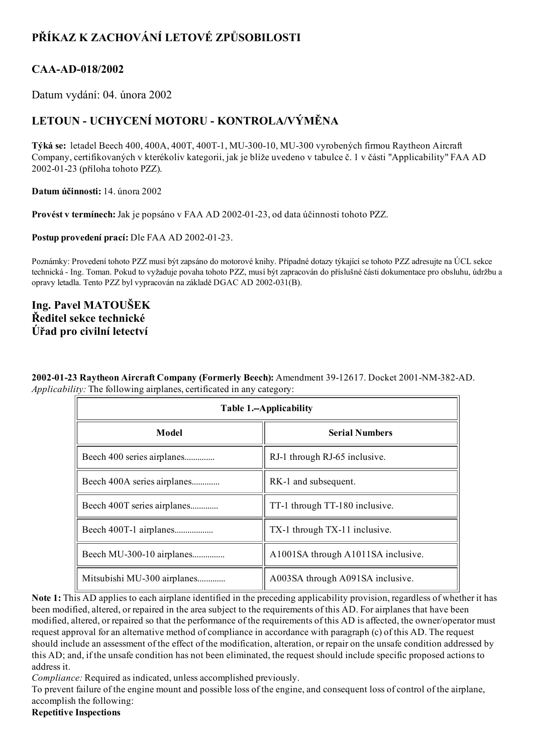# PŘÍKAZ K ZACHOVÁNÍ LETOVÉ ZPŮSOBILOSTI

## CAA-AD-018/2002

Datum vydání: 04. února 2002

## LETOUN - UCHYCENÍ MOTORU - KONTROLA/VÝMĚNA

**Týká se:** letadel Beech 400, 400A, 400T, 400T-1, MU-300-10, MU-300 vyrobených firmou Raytheon Aircraft Company, certifikovaných v kterékoliv kategorii, jak je blíže uvedeno v tabulce č. 1 v části "Applicability" FAA AD 2002-01-23 (příloha tohoto PZZ).

**Datum účinnosti:** 14. února 2002

**Provést v termínech:** Jak je popsáno v FAA AD 2002-01-23, od data účinnosti tohoto PZZ.

**Postup provedení prací:** Dle FAA AD 2002-01-23.

Poznámky: Provedení tohoto PZZ musí být zapsáno do motorové knihy. Případné dotazy týkající se tohoto PZZ adresujte na ÚCL sekce technická - Ing. Toman. Pokud to vyžaduje povaha tohoto PZZ, musí být zapracován do příslušné části dokumentace pro obsluhu, údržbu a opravy letadla. Tento PZZ byl vypracován na základě DGAC AD 2002-031(B).

**Ing. Pavel MATOUŠEK**
**Ředitel sekce technické**
**Úřad pro civilní letectví**

**2002-01-23 Raytheon Aircraft Company (Formerly Beech):** Amendment 39-12617. Docket 2001-NM-382-AD.
*Applicability:* The following airplanes, certificated in any category:

**Table 1.–Applicability**

| Model | Serial Numbers |
|---|---|
| Beech 400 series airplanes............. | RJ-1 through RJ-65 inclusive. |
| Beech 400A series airplanes............ | RK-1 and subsequent. |
| Beech 400T series airplanes............ | TT-1 through TT-180 inclusive. |
| Beech 400T-1 airplanes.................. | TX-1 through TX-11 inclusive. |
| Beech MU-300-10 airplanes............... | A1001SA through A1011SA inclusive. |
| Mitsubishi MU-300 airplanes............ | A003SA through A091SA inclusive. |

**Note 1:** This AD applies to each airplane identified in the preceding applicability provision, regardless of whether it has been modified, altered, or repaired in the area subject to the requirements of this AD. For airplanes that have been modified, altered, or repaired so that the performance of the requirements of this AD is affected, the owner/operator must request approval for an alternative method of compliance in accordance with paragraph (c) of this AD. The request should include an assessment of the effect of the modification, alteration, or repair on the unsafe condition addressed by this AD; and, if the unsafe condition has not been eliminated, the request should include specific proposed actions to address it.

*Compliance:* Required as indicated, unless accomplished previously.

To prevent failure of the engine mount and possible loss of the engine, and consequent loss of control of the airplane, accomplish the following:

**Repetitive Inspections**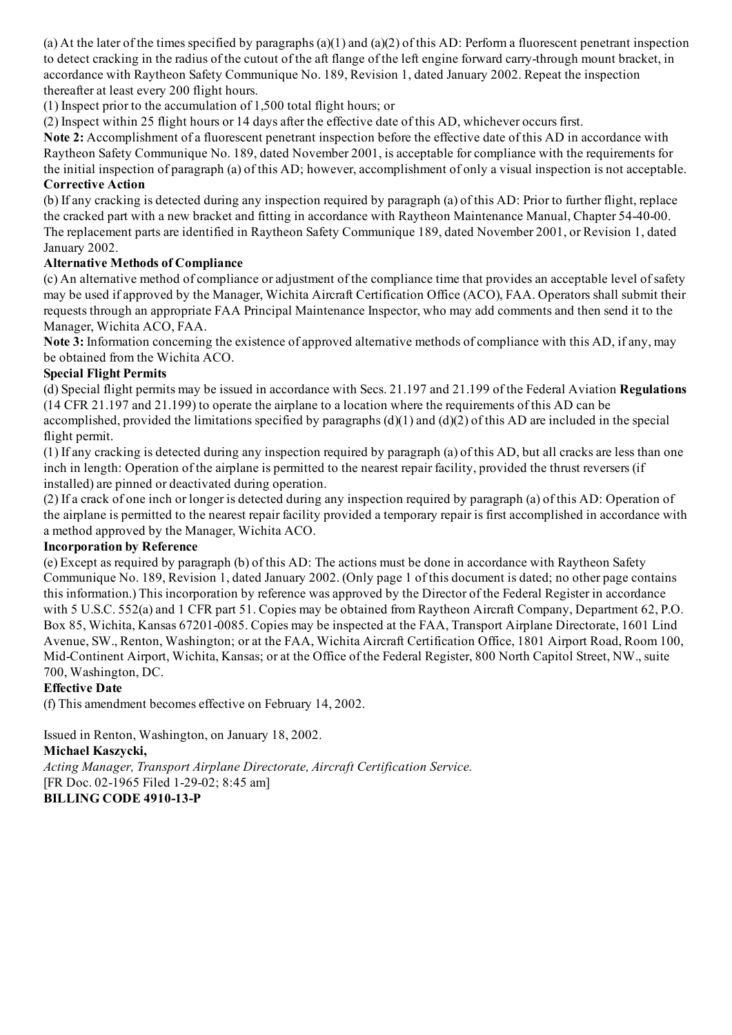(a) At the later of the times specified by paragraphs (a)(1) and (a)(2) of this AD: Perform a fluorescent penetrant inspection to detect cracking in the radius of the cutout of the aft flange of the left engine forward carry-through mount bracket, in accordance with Raytheon Safety Communique No. 189, Revision 1, dated January 2002. Repeat the inspection thereafter at least every 200 flight hours.

(1) Inspect prior to the accumulation of 1,500 total flight hours; or

(2) Inspect within 25 flight hours or 14 days after the effective date of this AD, whichever occurs first.

**Note 2:** Accomplishment of a fluorescent penetrant inspection before the effective date of this AD in accordance with Raytheon Safety Communique No. 189, dated November 2001, is acceptable for compliance with the requirements for the initial inspection of paragraph (a) of this AD; however, accomplishment of only a visual inspection is not acceptable.

**Corrective Action**

(b) If any cracking is detected during any inspection required by paragraph (a) of this AD: Prior to further flight, replace the cracked part with a new bracket and fitting in accordance with Raytheon Maintenance Manual, Chapter 54-40-00. The replacement parts are identified in Raytheon Safety Communique 189, dated November 2001, or Revision 1, dated January 2002.

**Alternative Methods of Compliance**

(c) An alternative method of compliance or adjustment of the compliance time that provides an acceptable level of safety may be used if approved by the Manager, Wichita Aircraft Certification Office (ACO), FAA. Operators shall submit their requests through an appropriate FAA Principal Maintenance Inspector, who may add comments and then send it to the Manager, Wichita ACO, FAA.

**Note 3:** Information concerning the existence of approved alternative methods of compliance with this AD, if any, may be obtained from the Wichita ACO.

**Special Flight Permits**

(d) Special flight permits may be issued in accordance with Secs. 21.197 and 21.199 of the Federal Aviation **Regulations** (14 CFR 21.197 and 21.199) to operate the airplane to a location where the requirements of this AD can be accomplished, provided the limitations specified by paragraphs (d)(1) and (d)(2) of this AD are included in the special flight permit.

(1) If any cracking is detected during any inspection required by paragraph (a) of this AD, but all cracks are less than one inch in length: Operation of the airplane is permitted to the nearest repair facility, provided the thrust reversers (if installed) are pinned or deactivated during operation.

(2) If a crack of one inch or longer is detected during any inspection required by paragraph (a) of this AD: Operation of the airplane is permitted to the nearest repair facility provided a temporary repair is first accomplished in accordance with a method approved by the Manager, Wichita ACO.

**Incorporation by Reference**

(e) Except as required by paragraph (b) of this AD: The actions must be done in accordance with Raytheon Safety Communique No. 189, Revision 1, dated January 2002. (Only page 1 of this document is dated; no other page contains this information.) This incorporation by reference was approved by the Director of the Federal Register in accordance with 5 U.S.C. 552(a) and 1 CFR part 51. Copies may be obtained from Raytheon Aircraft Company, Department 62, P.O. Box 85, Wichita, Kansas 67201-0085. Copies may be inspected at the FAA, Transport Airplane Directorate, 1601 Lind Avenue, SW., Renton, Washington; or at the FAA, Wichita Aircraft Certification Office, 1801 Airport Road, Room 100, Mid-Continent Airport, Wichita, Kansas; or at the Office of the Federal Register, 800 North Capitol Street, NW., suite 700, Washington, DC.

**Effective Date**

(f) This amendment becomes effective on February 14, 2002.

Issued in Renton, Washington, on January 18, 2002.

**Michael Kaszycki,**

*Acting Manager, Transport Airplane Directorate, Aircraft Certification Service.*

[FR Doc. 02-1965 Filed 1-29-02; 8:45 am]

**BILLING CODE 4910-13-P**